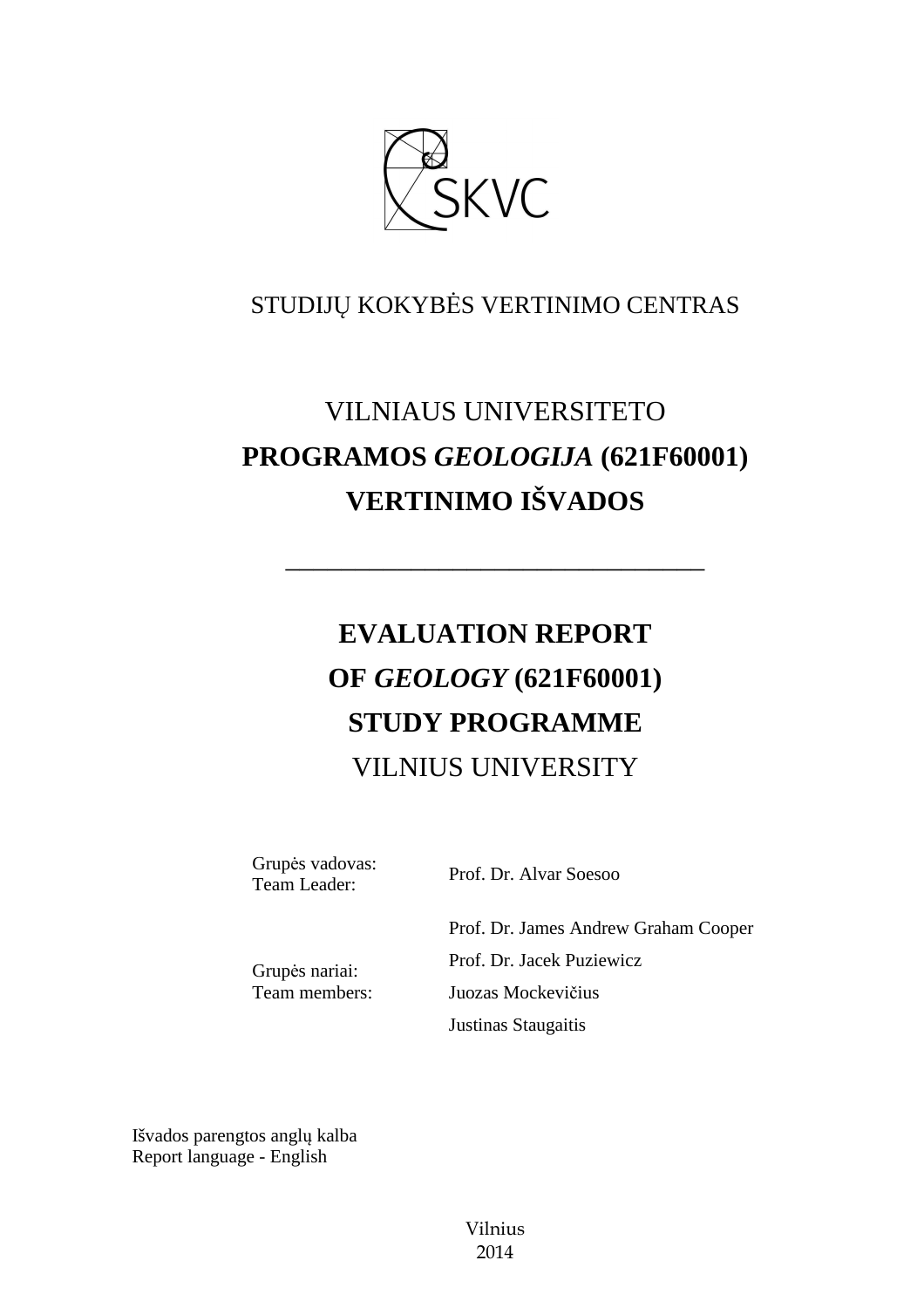SKVC

STUDIJŲ KOKYBĖS VERTINIMO CENTRAS

# VILNIAUS UNIVERSITETO

# **PROGRAMOS *GEOLOGIJA* (621F60001)**

# **VERTINIMO IŠVADOS**

---

# **EVALUATION REPORT**

# **OF *GEOLOGY* (621F60001)**

# **STUDY PROGRAMME**

# VILNIUS UNIVERSITY

| | |
|---|---|
| Grupės vadovas: Team Leader: | Prof. Dr. Alvar Soesoo |
| Grupės nariai: Team members: | Prof. Dr. James Andrew Graham Cooper |
| | Prof. Dr. Jacek Puziewicz |
| | Juozas Mockevičius |
| | Justinas Staugaitis |

Išvados parengtos anglų kalba
Report language - English

Vilnius
2014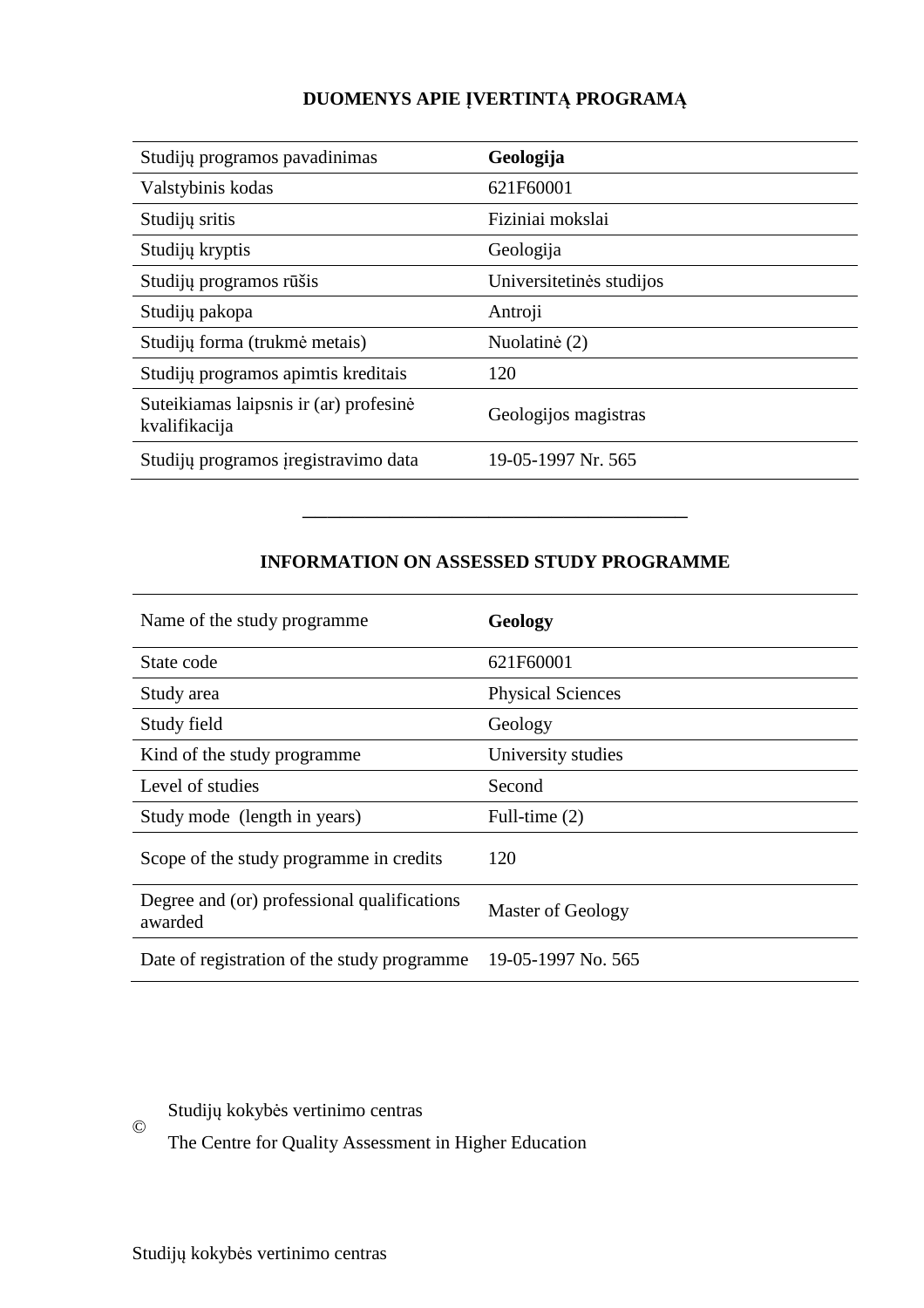## DUOMENYS APIE ĮVERTINTĄ PROGRAMĄ

| | |
|---|---|
| Studijų programos pavadinimas | **Geologija** |
| Valstybinis kodas | 621F60001 |
| Studijų sritis | Fiziniai mokslai |
| Studijų kryptis | Geologija |
| Studijų programos rūšis | Universitetinės studijos |
| Studijų pakopa | Antroji |
| Studijų forma (trukmė metais) | Nuolatinė (2) |
| Studijų programos apimtis kreditais | 120 |
| Suteikiamas laipsnis ir (ar) profesinė kvalifikacija | Geologijos magistras |
| Studijų programos įregistravimo data | 19-05-1997 Nr. 565 |

---

## INFORMATION ON ASSESSED STUDY PROGRAMME

| | |
|---|---|
| Name of the study programme | **Geology** |
| State code | 621F60001 |
| Study area | Physical Sciences |
| Study field | Geology |
| Kind of the study programme | University studies |
| Level of studies | Second |
| Study mode (length in years) | Full-time (2) |
| Scope of the study programme in credits | 120 |
| Degree and (or) professional qualifications awarded | Master of Geology |
| Date of registration of the study programme | 19-05-1997 No. 565 |

© Studijų kokybės vertinimo centras
The Centre for Quality Assessment in Higher Education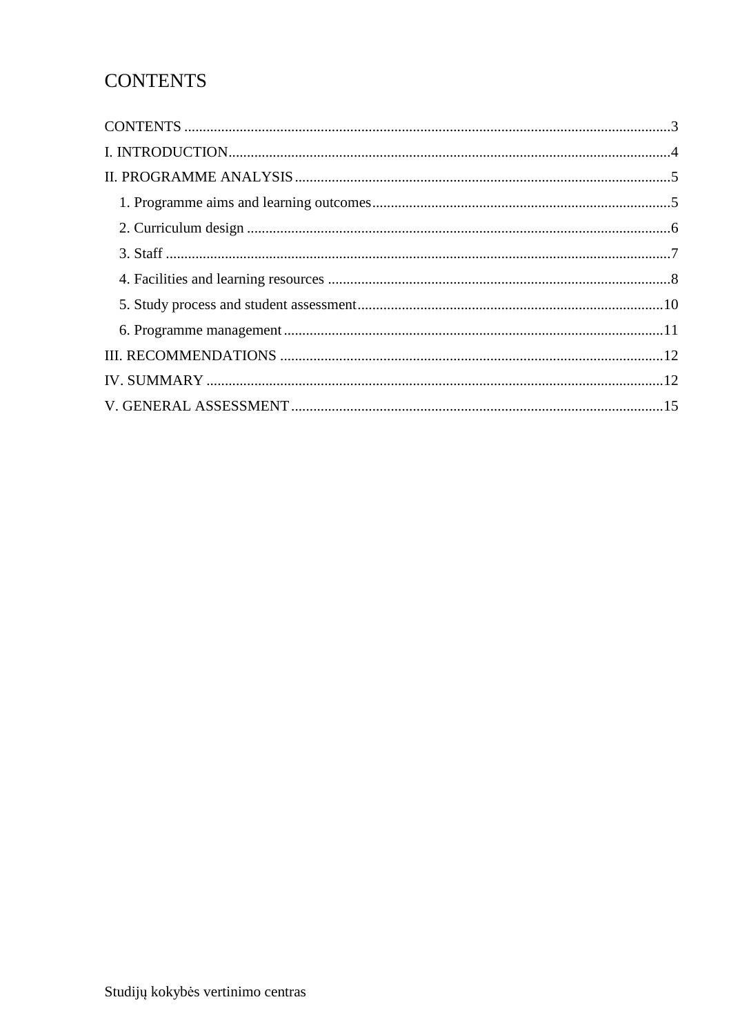# CONTENTS

CONTENTS ....................................................................................................................3
I. INTRODUCTION..........................................................................................................4
II. PROGRAMME ANALYSIS........................................................................................5
  1. Programme aims and learning outcomes.................................................................5
  2. Curriculum design ....................................................................................................6
  3. Staff ..........................................................................................................................7
  4. Facilities and learning resources ..............................................................................8
  5. Study process and student assessment....................................................................10
  6. Programme management ........................................................................................11
III. RECOMMENDATIONS ..........................................................................................12
IV. SUMMARY ..............................................................................................................12
V. GENERAL ASSESSMENT........................................................................................15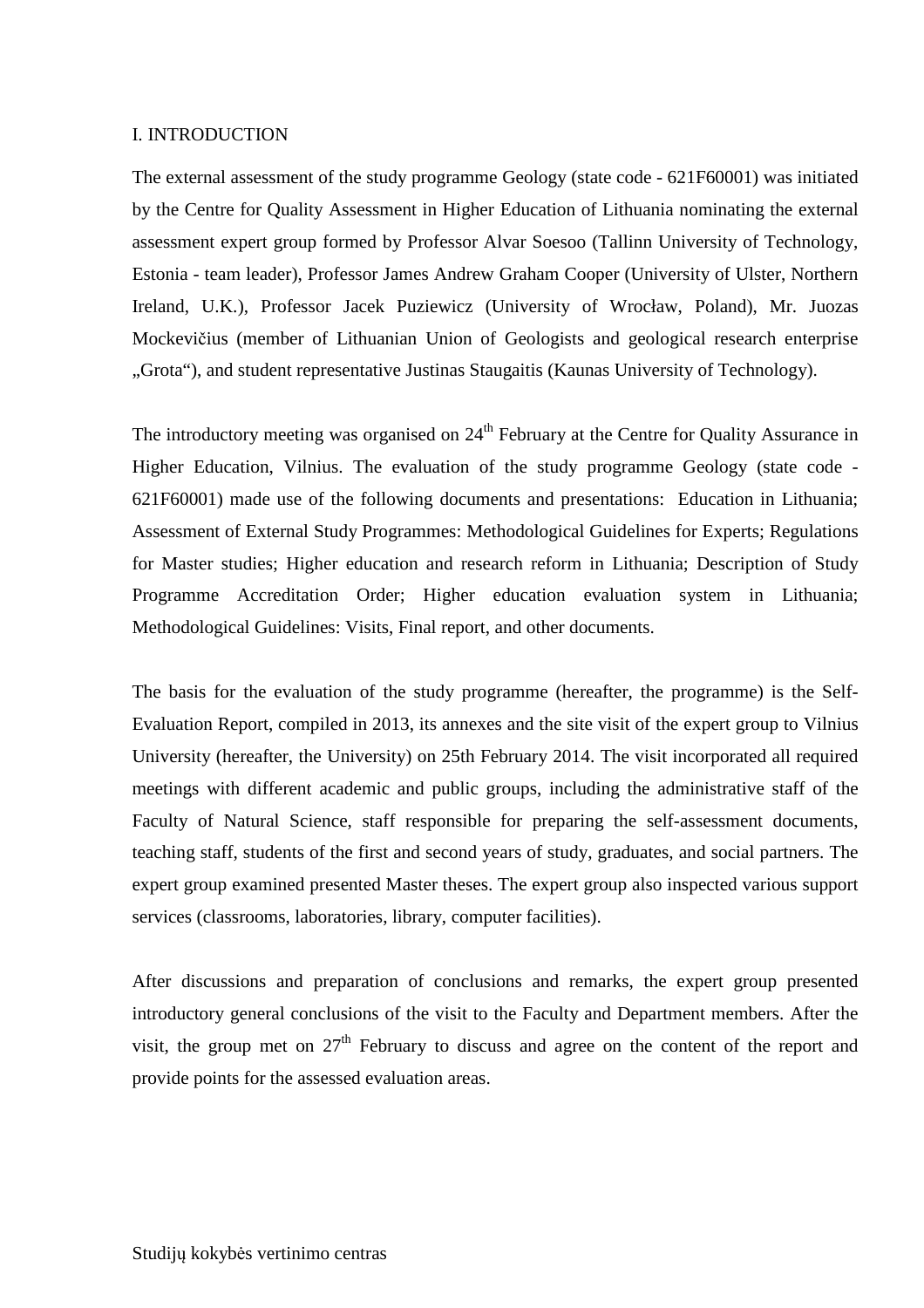# I. INTRODUCTION

The external assessment of the study programme Geology (state code - 621F60001) was initiated by the Centre for Quality Assessment in Higher Education of Lithuania nominating the external assessment expert group formed by Professor Alvar Soesoo (Tallinn University of Technology, Estonia - team leader), Professor James Andrew Graham Cooper (University of Ulster, Northern Ireland, U.K.), Professor Jacek Puziewicz (University of Wrocław, Poland), Mr. Juozas Mockevičius (member of Lithuanian Union of Geologists and geological research enterprise „Grota"), and student representative Justinas Staugaitis (Kaunas University of Technology).

The introductory meeting was organised on 24th February at the Centre for Quality Assurance in Higher Education, Vilnius. The evaluation of the study programme Geology (state code - 621F60001) made use of the following documents and presentations: Education in Lithuania; Assessment of External Study Programmes: Methodological Guidelines for Experts; Regulations for Master studies; Higher education and research reform in Lithuania; Description of Study Programme Accreditation Order; Higher education evaluation system in Lithuania; Methodological Guidelines: Visits, Final report, and other documents.

The basis for the evaluation of the study programme (hereafter, the programme) is the Self-Evaluation Report, compiled in 2013, its annexes and the site visit of the expert group to Vilnius University (hereafter, the University) on 25th February 2014. The visit incorporated all required meetings with different academic and public groups, including the administrative staff of the Faculty of Natural Science, staff responsible for preparing the self-assessment documents, teaching staff, students of the first and second years of study, graduates, and social partners. The expert group examined presented Master theses. The expert group also inspected various support services (classrooms, laboratories, library, computer facilities).

After discussions and preparation of conclusions and remarks, the expert group presented introductory general conclusions of the visit to the Faculty and Department members. After the visit, the group met on 27th February to discuss and agree on the content of the report and provide points for the assessed evaluation areas.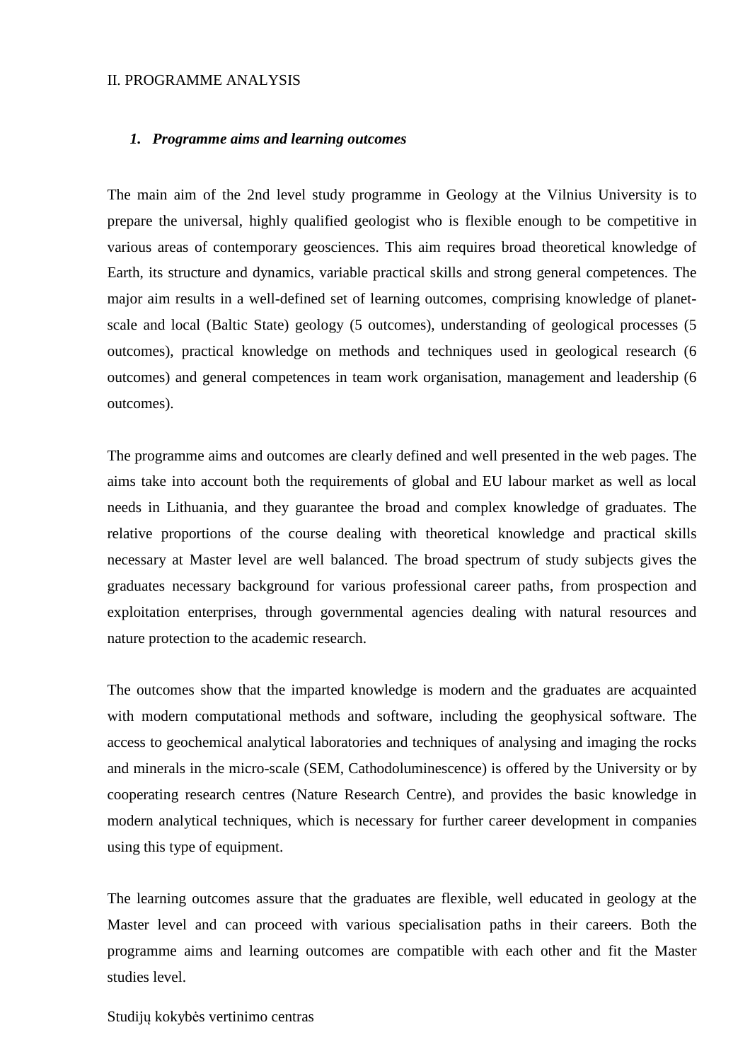## II. PROGRAMME ANALYSIS

### 1. *Programme aims and learning outcomes*

The main aim of the 2nd level study programme in Geology at the Vilnius University is to prepare the universal, highly qualified geologist who is flexible enough to be competitive in various areas of contemporary geosciences. This aim requires broad theoretical knowledge of Earth, its structure and dynamics, variable practical skills and strong general competences. The major aim results in a well-defined set of learning outcomes, comprising knowledge of planet-scale and local (Baltic State) geology (5 outcomes), understanding of geological processes (5 outcomes), practical knowledge on methods and techniques used in geological research (6 outcomes) and general competences in team work organisation, management and leadership (6 outcomes).

The programme aims and outcomes are clearly defined and well presented in the web pages. The aims take into account both the requirements of global and EU labour market as well as local needs in Lithuania, and they guarantee the broad and complex knowledge of graduates. The relative proportions of the course dealing with theoretical knowledge and practical skills necessary at Master level are well balanced. The broad spectrum of study subjects gives the graduates necessary background for various professional career paths, from prospection and exploitation enterprises, through governmental agencies dealing with natural resources and nature protection to the academic research.

The outcomes show that the imparted knowledge is modern and the graduates are acquainted with modern computational methods and software, including the geophysical software. The access to geochemical analytical laboratories and techniques of analysing and imaging the rocks and minerals in the micro-scale (SEM, Cathodoluminescence) is offered by the University or by cooperating research centres (Nature Research Centre), and provides the basic knowledge in modern analytical techniques, which is necessary for further career development in companies using this type of equipment.

The learning outcomes assure that the graduates are flexible, well educated in geology at the Master level and can proceed with various specialisation paths in their careers. Both the programme aims and learning outcomes are compatible with each other and fit the Master studies level.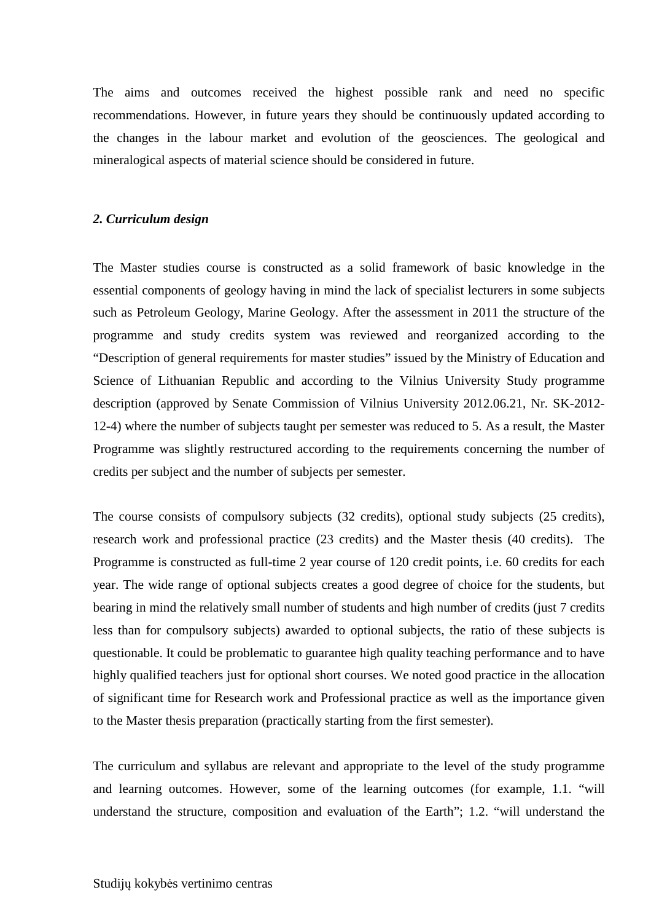The aims and outcomes received the highest possible rank and need no specific recommendations. However, in future years they should be continuously updated according to the changes in the labour market and evolution of the geosciences. The geological and mineralogical aspects of material science should be considered in future.

### *2. Curriculum design*

The Master studies course is constructed as a solid framework of basic knowledge in the essential components of geology having in mind the lack of specialist lecturers in some subjects such as Petroleum Geology, Marine Geology. After the assessment in 2011 the structure of the programme and study credits system was reviewed and reorganized according to the "Description of general requirements for master studies" issued by the Ministry of Education and Science of Lithuanian Republic and according to the Vilnius University Study programme description (approved by Senate Commission of Vilnius University 2012.06.21, Nr. SK-2012-12-4) where the number of subjects taught per semester was reduced to 5. As a result, the Master Programme was slightly restructured according to the requirements concerning the number of credits per subject and the number of subjects per semester.

The course consists of compulsory subjects (32 credits), optional study subjects (25 credits), research work and professional practice (23 credits) and the Master thesis (40 credits). The Programme is constructed as full-time 2 year course of 120 credit points, i.e. 60 credits for each year. The wide range of optional subjects creates a good degree of choice for the students, but bearing in mind the relatively small number of students and high number of credits (just 7 credits less than for compulsory subjects) awarded to optional subjects, the ratio of these subjects is questionable. It could be problematic to guarantee high quality teaching performance and to have highly qualified teachers just for optional short courses. We noted good practice in the allocation of significant time for Research work and Professional practice as well as the importance given to the Master thesis preparation (practically starting from the first semester).

The curriculum and syllabus are relevant and appropriate to the level of the study programme and learning outcomes. However, some of the learning outcomes (for example, 1.1. "will understand the structure, composition and evaluation of the Earth"; 1.2. "will understand the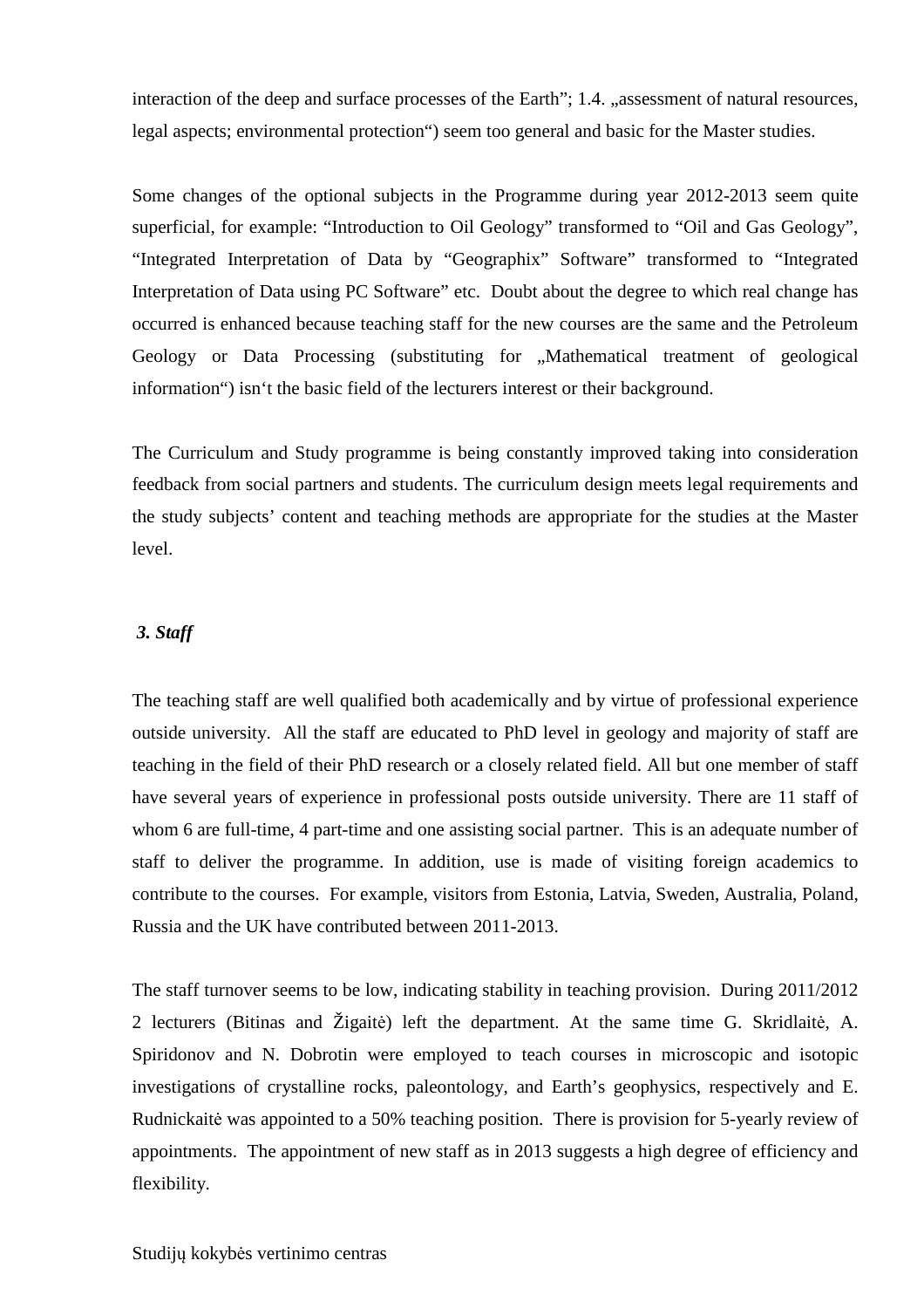interaction of the deep and surface processes of the Earth"; 1.4. „assessment of natural resources, legal aspects; environmental protection") seem too general and basic for the Master studies.

Some changes of the optional subjects in the Programme during year 2012-2013 seem quite superficial, for example: "Introduction to Oil Geology" transformed to "Oil and Gas Geology", "Integrated Interpretation of Data by "Geographix" Software" transformed to "Integrated Interpretation of Data using PC Software" etc. Doubt about the degree to which real change has occurred is enhanced because teaching staff for the new courses are the same and the Petroleum Geology or Data Processing (substituting for „Mathematical treatment of geological information") isn't the basic field of the lecturers interest or their background.

The Curriculum and Study programme is being constantly improved taking into consideration feedback from social partners and students. The curriculum design meets legal requirements and the study subjects' content and teaching methods are appropriate for the studies at the Master level.

### *3. Staff*

The teaching staff are well qualified both academically and by virtue of professional experience outside university. All the staff are educated to PhD level in geology and majority of staff are teaching in the field of their PhD research or a closely related field. All but one member of staff have several years of experience in professional posts outside university. There are 11 staff of whom 6 are full-time, 4 part-time and one assisting social partner. This is an adequate number of staff to deliver the programme. In addition, use is made of visiting foreign academics to contribute to the courses. For example, visitors from Estonia, Latvia, Sweden, Australia, Poland, Russia and the UK have contributed between 2011-2013.

The staff turnover seems to be low, indicating stability in teaching provision. During 2011/2012 2 lecturers (Bitinas and Žigaitė) left the department. At the same time G. Skridlaitė, A. Spiridonov and N. Dobrotin were employed to teach courses in microscopic and isotopic investigations of crystalline rocks, paleontology, and Earth's geophysics, respectively and E. Rudnickaitė was appointed to a 50% teaching position. There is provision for 5-yearly review of appointments. The appointment of new staff as in 2013 suggests a high degree of efficiency and flexibility.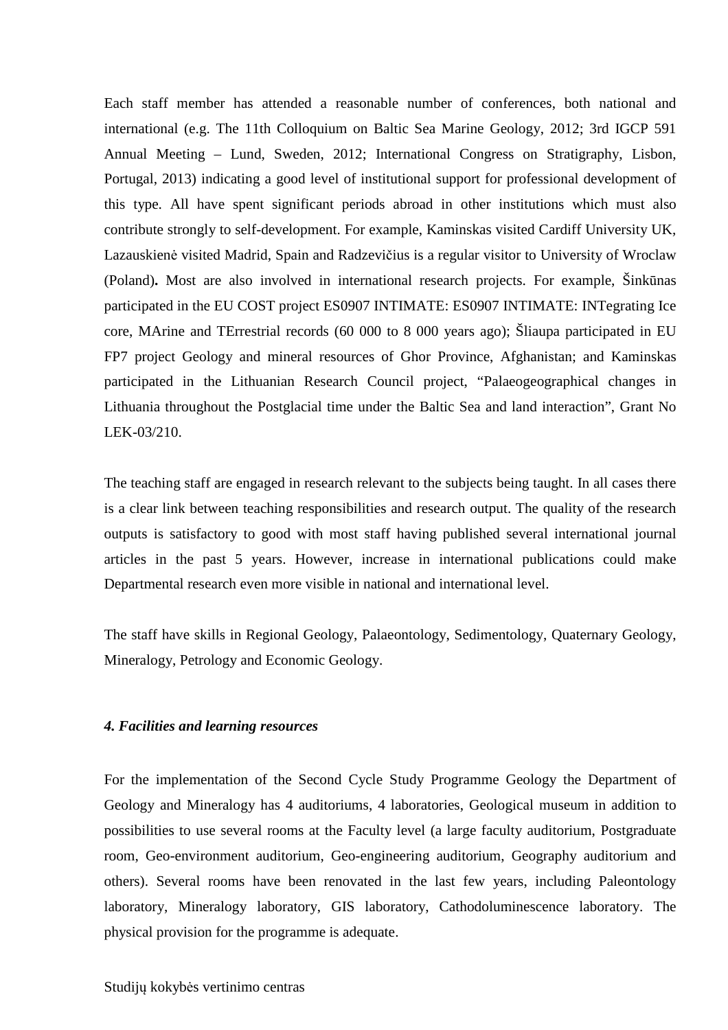Each staff member has attended a reasonable number of conferences, both national and international (e.g. The 11th Colloquium on Baltic Sea Marine Geology, 2012; 3rd IGCP 591 Annual Meeting – Lund, Sweden, 2012; International Congress on Stratigraphy, Lisbon, Portugal, 2013) indicating a good level of institutional support for professional development of this type. All have spent significant periods abroad in other institutions which must also contribute strongly to self-development. For example, Kaminskas visited Cardiff University UK, Lazauskienė visited Madrid, Spain and Radzevičius is a regular visitor to University of Wroclaw (Poland)**.** Most are also involved in international research projects. For example, Šinkūnas participated in the EU COST project ES0907 INTIMATE: ES0907 INTIMATE: INTegrating Ice core, MArine and TErrestrial records (60 000 to 8 000 years ago); Šliaupa participated in EU FP7 project Geology and mineral resources of Ghor Province, Afghanistan; and Kaminskas participated in the Lithuanian Research Council project, "Palaeogeographical changes in Lithuania throughout the Postglacial time under the Baltic Sea and land interaction", Grant No LEK-03/210.

The teaching staff are engaged in research relevant to the subjects being taught. In all cases there is a clear link between teaching responsibilities and research output. The quality of the research outputs is satisfactory to good with most staff having published several international journal articles in the past 5 years. However, increase in international publications could make Departmental research even more visible in national and international level.

The staff have skills in Regional Geology, Palaeontology, Sedimentology, Quaternary Geology, Mineralogy, Petrology and Economic Geology.

### *4. Facilities and learning resources*

For the implementation of the Second Cycle Study Programme Geology the Department of Geology and Mineralogy has 4 auditoriums, 4 laboratories, Geological museum in addition to possibilities to use several rooms at the Faculty level (a large faculty auditorium, Postgraduate room, Geo-environment auditorium, Geo-engineering auditorium, Geography auditorium and others). Several rooms have been renovated in the last few years, including Paleontology laboratory, Mineralogy laboratory, GIS laboratory, Cathodoluminescence laboratory. The physical provision for the programme is adequate.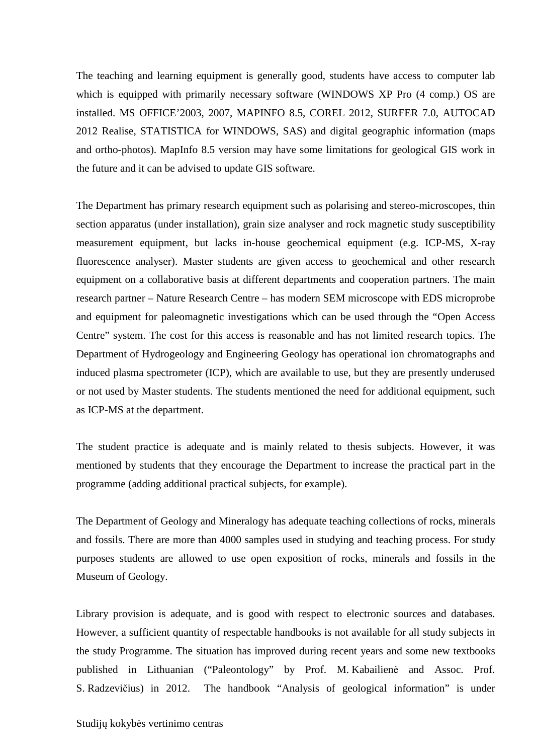The teaching and learning equipment is generally good, students have access to computer lab which is equipped with primarily necessary software (WINDOWS XP Pro (4 comp.) OS are installed. MS OFFICE'2003, 2007, MAPINFO 8.5, COREL 2012, SURFER 7.0, AUTOCAD 2012 Realise, STATISTICA for WINDOWS, SAS) and digital geographic information (maps and ortho-photos). MapInfo 8.5 version may have some limitations for geological GIS work in the future and it can be advised to update GIS software.

The Department has primary research equipment such as polarising and stereo-microscopes, thin section apparatus (under installation), grain size analyser and rock magnetic study susceptibility measurement equipment, but lacks in-house geochemical equipment (e.g. ICP-MS, X-ray fluorescence analyser). Master students are given access to geochemical and other research equipment on a collaborative basis at different departments and cooperation partners. The main research partner – Nature Research Centre – has modern SEM microscope with EDS microprobe and equipment for paleomagnetic investigations which can be used through the "Open Access Centre" system. The cost for this access is reasonable and has not limited research topics. The Department of Hydrogeology and Engineering Geology has operational ion chromatographs and induced plasma spectrometer (ICP), which are available to use, but they are presently underused or not used by Master students. The students mentioned the need for additional equipment, such as ICP-MS at the department.

The student practice is adequate and is mainly related to thesis subjects. However, it was mentioned by students that they encourage the Department to increase the practical part in the programme (adding additional practical subjects, for example).

The Department of Geology and Mineralogy has adequate teaching collections of rocks, minerals and fossils. There are more than 4000 samples used in studying and teaching process. For study purposes students are allowed to use open exposition of rocks, minerals and fossils in the Museum of Geology.

Library provision is adequate, and is good with respect to electronic sources and databases. However, a sufficient quantity of respectable handbooks is not available for all study subjects in the study Programme. The situation has improved during recent years and some new textbooks published in Lithuanian ("Paleontology" by Prof. M. Kabailienė and Assoc. Prof. S. Radzevičius) in 2012. The handbook "Analysis of geological information" is under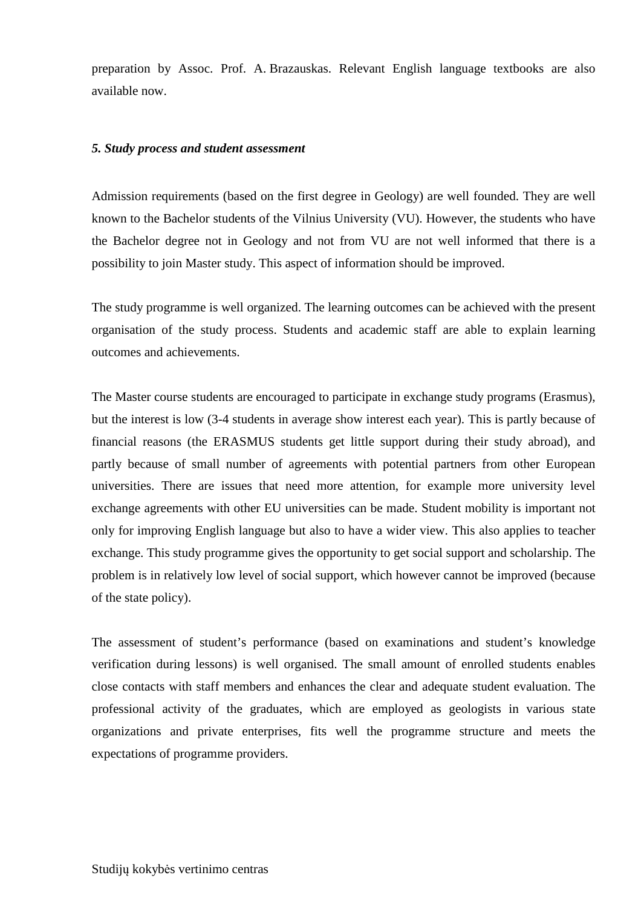preparation by Assoc. Prof. A. Brazauskas. Relevant English language textbooks are also available now.

***5. Study process and student assessment***

Admission requirements (based on the first degree in Geology) are well founded. They are well known to the Bachelor students of the Vilnius University (VU). However, the students who have the Bachelor degree not in Geology and not from VU are not well informed that there is a possibility to join Master study. This aspect of information should be improved.

The study programme is well organized. The learning outcomes can be achieved with the present organisation of the study process. Students and academic staff are able to explain learning outcomes and achievements.

The Master course students are encouraged to participate in exchange study programs (Erasmus), but the interest is low (3-4 students in average show interest each year). This is partly because of financial reasons (the ERASMUS students get little support during their study abroad), and partly because of small number of agreements with potential partners from other European universities. There are issues that need more attention, for example more university level exchange agreements with other EU universities can be made. Student mobility is important not only for improving English language but also to have a wider view. This also applies to teacher exchange. This study programme gives the opportunity to get social support and scholarship. The problem is in relatively low level of social support, which however cannot be improved (because of the state policy).

The assessment of student's performance (based on examinations and student's knowledge verification during lessons) is well organised. The small amount of enrolled students enables close contacts with staff members and enhances the clear and adequate student evaluation. The professional activity of the graduates, which are employed as geologists in various state organizations and private enterprises, fits well the programme structure and meets the expectations of programme providers.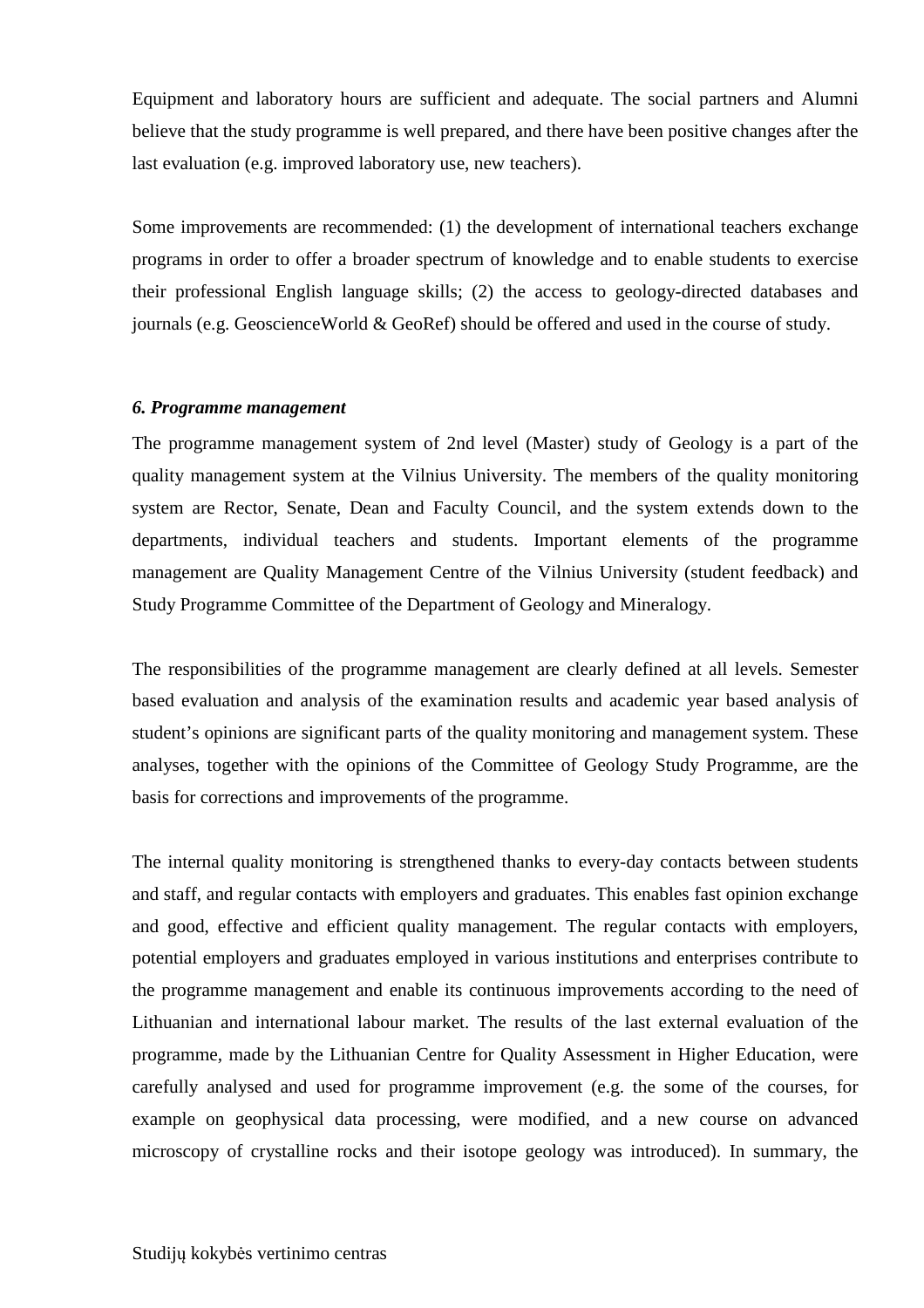Equipment and laboratory hours are sufficient and adequate. The social partners and Alumni believe that the study programme is well prepared, and there have been positive changes after the last evaluation (e.g. improved laboratory use, new teachers).

Some improvements are recommended: (1) the development of international teachers exchange programs in order to offer a broader spectrum of knowledge and to enable students to exercise their professional English language skills; (2) the access to geology-directed databases and journals (e.g. GeoscienceWorld & GeoRef) should be offered and used in the course of study.

***6. Programme management***

The programme management system of 2nd level (Master) study of Geology is a part of the quality management system at the Vilnius University. The members of the quality monitoring system are Rector, Senate, Dean and Faculty Council, and the system extends down to the departments, individual teachers and students. Important elements of the programme management are Quality Management Centre of the Vilnius University (student feedback) and Study Programme Committee of the Department of Geology and Mineralogy.

The responsibilities of the programme management are clearly defined at all levels. Semester based evaluation and analysis of the examination results and academic year based analysis of student's opinions are significant parts of the quality monitoring and management system. These analyses, together with the opinions of the Committee of Geology Study Programme, are the basis for corrections and improvements of the programme.

The internal quality monitoring is strengthened thanks to every-day contacts between students and staff, and regular contacts with employers and graduates. This enables fast opinion exchange and good, effective and efficient quality management. The regular contacts with employers, potential employers and graduates employed in various institutions and enterprises contribute to the programme management and enable its continuous improvements according to the need of Lithuanian and international labour market. The results of the last external evaluation of the programme, made by the Lithuanian Centre for Quality Assessment in Higher Education, were carefully analysed and used for programme improvement (e.g. the some of the courses, for example on geophysical data processing, were modified, and a new course on advanced microscopy of crystalline rocks and their isotope geology was introduced). In summary, the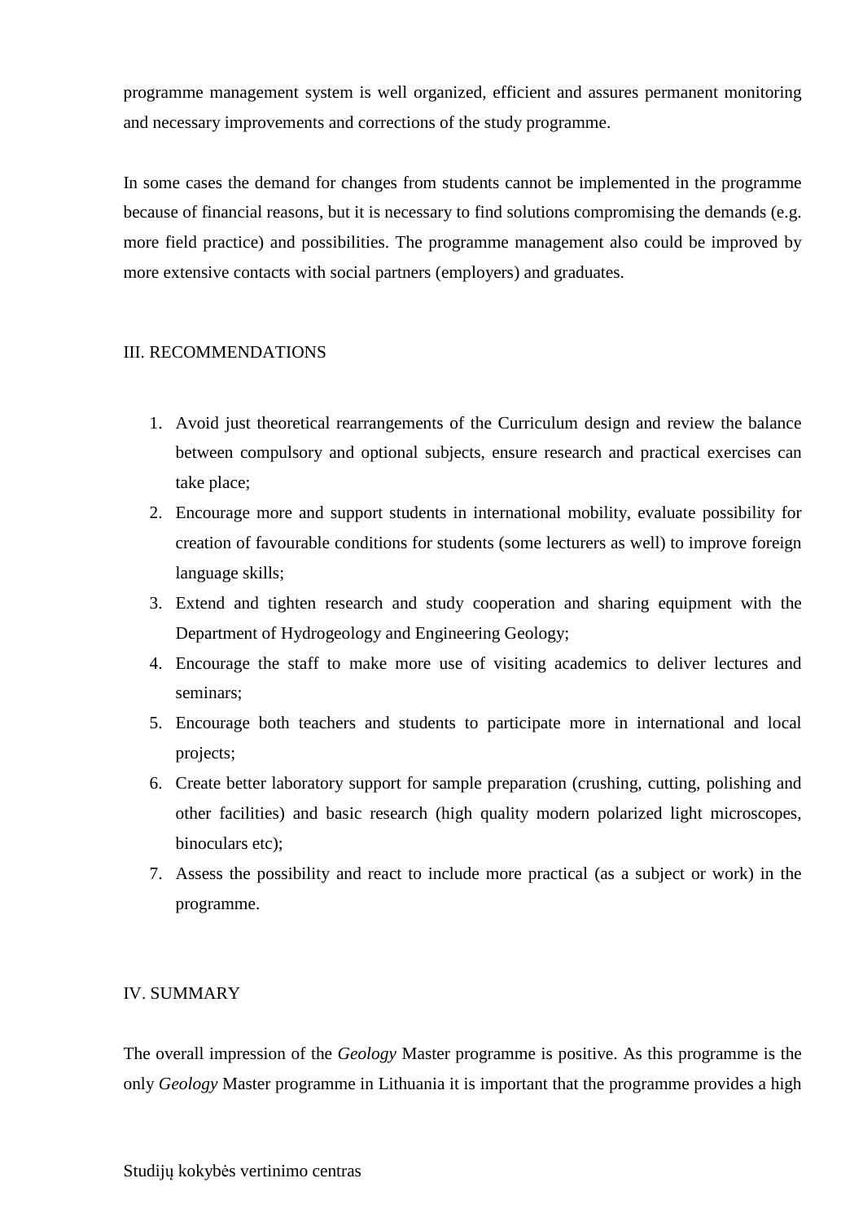programme management system is well organized, efficient and assures permanent monitoring and necessary improvements and corrections of the study programme.

In some cases the demand for changes from students cannot be implemented in the programme because of financial reasons, but it is necessary to find solutions compromising the demands (e.g. more field practice) and possibilities. The programme management also could be improved by more extensive contacts with social partners (employers) and graduates.

## III. RECOMMENDATIONS

1. Avoid just theoretical rearrangements of the Curriculum design and review the balance between compulsory and optional subjects, ensure research and practical exercises can take place;
2. Encourage more and support students in international mobility, evaluate possibility for creation of favourable conditions for students (some lecturers as well) to improve foreign language skills;
3. Extend and tighten research and study cooperation and sharing equipment with the Department of Hydrogeology and Engineering Geology;
4. Encourage the staff to make more use of visiting academics to deliver lectures and seminars;
5. Encourage both teachers and students to participate more in international and local projects;
6. Create better laboratory support for sample preparation (crushing, cutting, polishing and other facilities) and basic research (high quality modern polarized light microscopes, binoculars etc);
7. Assess the possibility and react to include more practical (as a subject or work) in the programme.

## IV. SUMMARY

The overall impression of the *Geology* Master programme is positive. As this programme is the only *Geology* Master programme in Lithuania it is important that the programme provides a high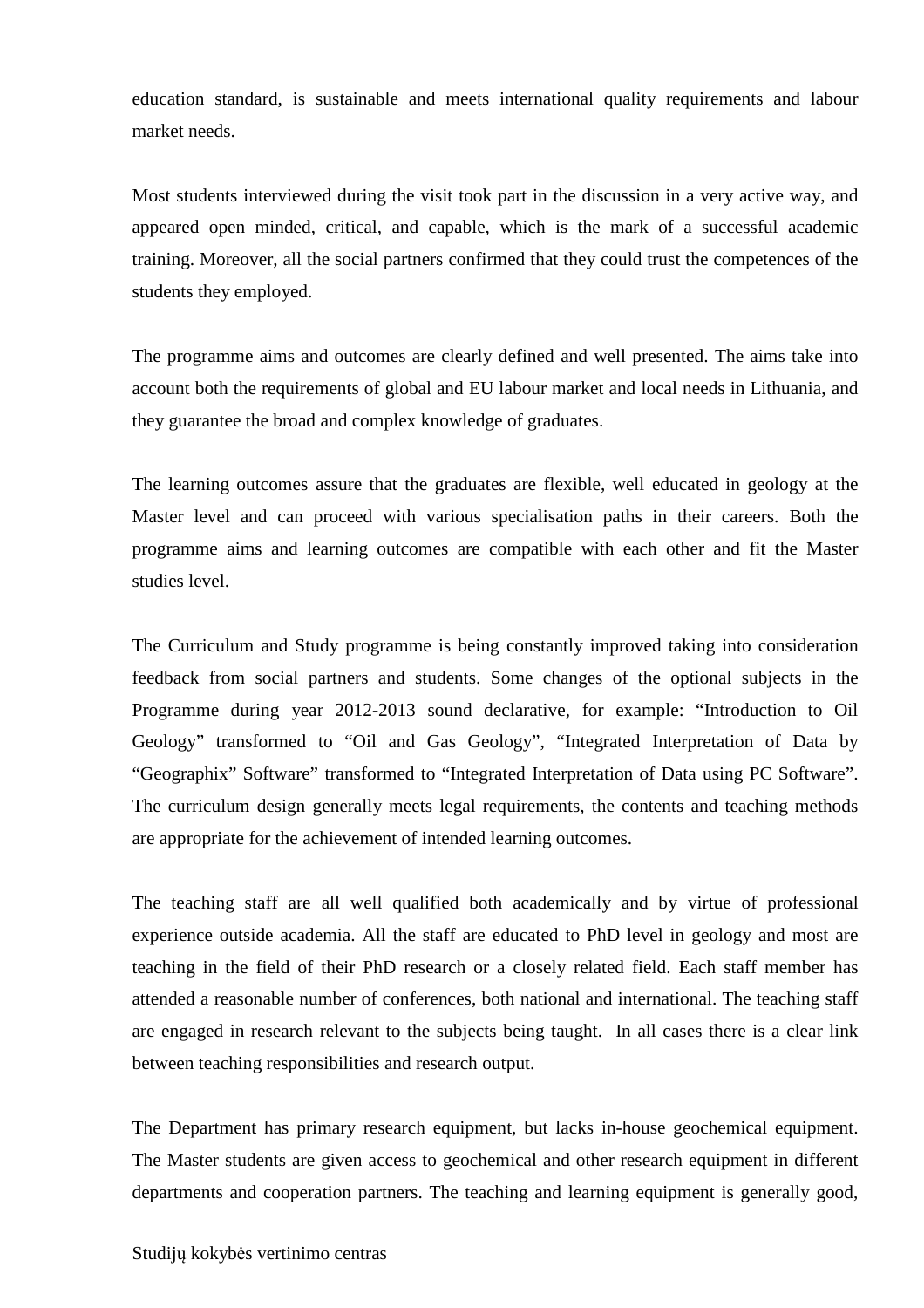education standard, is sustainable and meets international quality requirements and labour market needs.

Most students interviewed during the visit took part in the discussion in a very active way, and appeared open minded, critical, and capable, which is the mark of a successful academic training. Moreover, all the social partners confirmed that they could trust the competences of the students they employed.

The programme aims and outcomes are clearly defined and well presented. The aims take into account both the requirements of global and EU labour market and local needs in Lithuania, and they guarantee the broad and complex knowledge of graduates.

The learning outcomes assure that the graduates are flexible, well educated in geology at the Master level and can proceed with various specialisation paths in their careers. Both the programme aims and learning outcomes are compatible with each other and fit the Master studies level.

The Curriculum and Study programme is being constantly improved taking into consideration feedback from social partners and students. Some changes of the optional subjects in the Programme during year 2012-2013 sound declarative, for example: “Introduction to Oil Geology” transformed to “Oil and Gas Geology”, “Integrated Interpretation of Data by “Geographix” Software” transformed to “Integrated Interpretation of Data using PC Software”. The curriculum design generally meets legal requirements, the contents and teaching methods are appropriate for the achievement of intended learning outcomes.

The teaching staff are all well qualified both academically and by virtue of professional experience outside academia. All the staff are educated to PhD level in geology and most are teaching in the field of their PhD research or a closely related field. Each staff member has attended a reasonable number of conferences, both national and international. The teaching staff are engaged in research relevant to the subjects being taught. In all cases there is a clear link between teaching responsibilities and research output.

The Department has primary research equipment, but lacks in-house geochemical equipment. The Master students are given access to geochemical and other research equipment in different departments and cooperation partners. The teaching and learning equipment is generally good,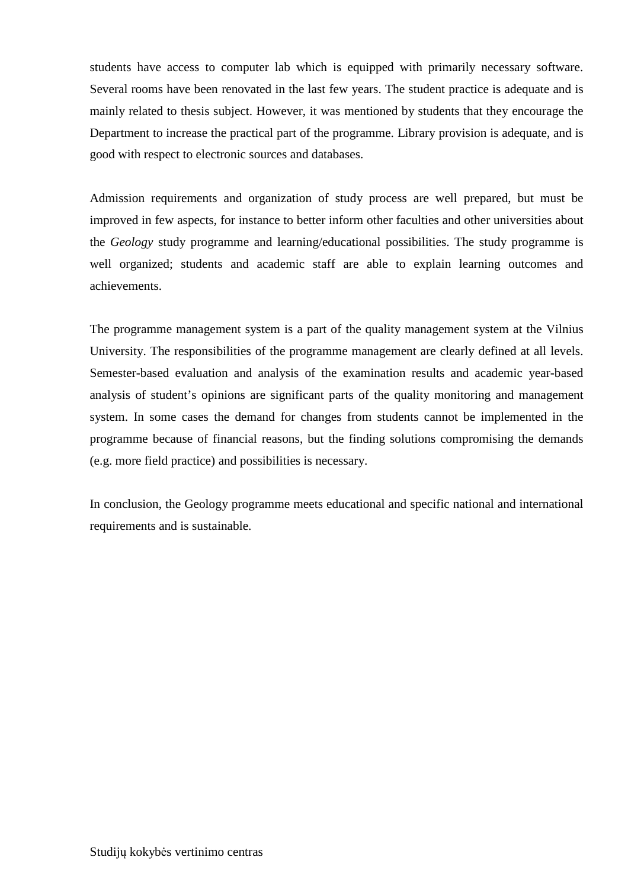students have access to computer lab which is equipped with primarily necessary software. Several rooms have been renovated in the last few years. The student practice is adequate and is mainly related to thesis subject. However, it was mentioned by students that they encourage the Department to increase the practical part of the programme. Library provision is adequate, and is good with respect to electronic sources and databases.

Admission requirements and organization of study process are well prepared, but must be improved in few aspects, for instance to better inform other faculties and other universities about the *Geology* study programme and learning/educational possibilities. The study programme is well organized; students and academic staff are able to explain learning outcomes and achievements.

The programme management system is a part of the quality management system at the Vilnius University. The responsibilities of the programme management are clearly defined at all levels. Semester-based evaluation and analysis of the examination results and academic year-based analysis of student's opinions are significant parts of the quality monitoring and management system. In some cases the demand for changes from students cannot be implemented in the programme because of financial reasons, but the finding solutions compromising the demands (e.g. more field practice) and possibilities is necessary.

In conclusion, the Geology programme meets educational and specific national and international requirements and is sustainable.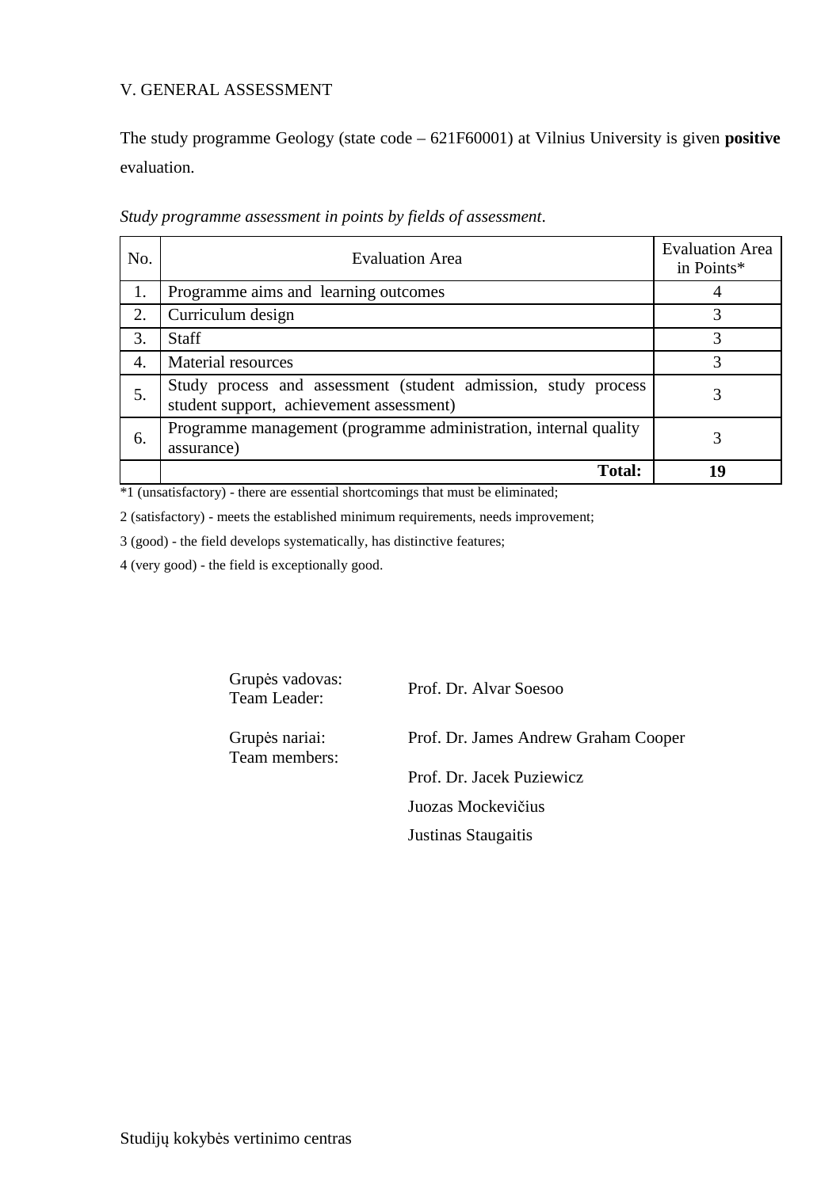## V. GENERAL ASSESSMENT

The study programme Geology (state code – 621F60001) at Vilnius University is given **positive** evaluation.

*Study programme assessment in points by fields of assessment*.

| No. | Evaluation Area | Evaluation Area in Points* |
|---|---|---|
| 1. | Programme aims and learning outcomes | 4 |
| 2. | Curriculum design | 3 |
| 3. | Staff | 3 |
| 4. | Material resources | 3 |
| 5. | Study process and assessment (student admission, study process student support, achievement assessment) | 3 |
| 6. | Programme management (programme administration, internal quality assurance) | 3 |
| | **Total:** | **19** |

*1 (unsatisfactory) - there are essential shortcomings that must be eliminated;

2 (satisfactory) - meets the established minimum requirements, needs improvement;

3 (good) - the field develops systematically, has distinctive features;

4 (very good) - the field is exceptionally good.

| | |
|---|---|
| Grupės vadovas: Team Leader: | Prof. Dr. Alvar Soesoo |
| Grupės nariai: Team members: | Prof. Dr. James Andrew Graham Cooper |
| | Prof. Dr. Jacek Puziewicz |
| | Juozas Mockevičius |
| | Justinas Staugaitis |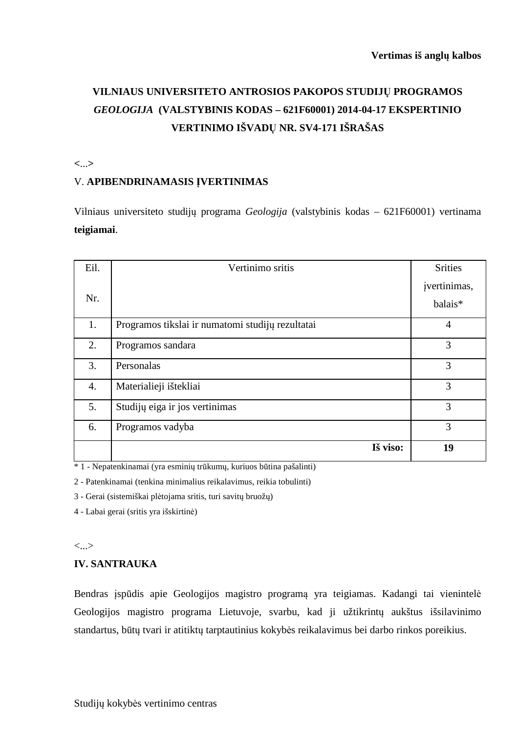**Vertimas iš anglų kalbos**

**VILNIAUS UNIVERSITETO ANTROSIOS PAKOPOS STUDIJŲ PROGRAMOS *GEOLOGIJA* (VALSTYBINIS KODAS – 621F60001) 2014-04-17 EKSPERTINIO VERTINIMO IŠVADŲ NR. SV4-171 IŠRAŠAS**

<...>

V. **APIBENDRINAMASIS ĮVERTINIMAS**

Vilniaus universiteto studijų programa *Geologija* (valstybinis kodas – 621F60001) vertinama **teigiamai**.

| Eil. Nr. | Vertinimo sritis | Srities įvertinimas, balais* |
|---|---|---|
| 1. | Programos tikslai ir numatomi studijų rezultatai | 4 |
| 2. | Programos sandara | 3 |
| 3. | Personalas | 3 |
| 4. | Materialieji ištekliai | 3 |
| 5. | Studijų eiga ir jos vertinimas | 3 |
| 6. | Programos vadyba | 3 |
| | **Iš viso:** | **19** |

* 1 - Nepatenkinamai (yra esminių trūkumų, kuriuos būtina pašalinti)

2 - Patenkinamai (tenkina minimalius reikalavimus, reikia tobulinti)

3 - Gerai (sistemiškai plėtojama sritis, turi savitų bruožų)

4 - Labai gerai (sritis yra išskirtinė)

<...>

**IV. SANTRAUKA**

Bendras įspūdis apie Geologijos magistro programą yra teigiamas. Kadangi tai vienintelė Geologijos magistro programa Lietuvoje, svarbu, kad ji užtikrintų aukštus išsilavinimo standartus, būtų tvari ir atitiktų tarptautinius kokybės reikalavimus bei darbo rinkos poreikius.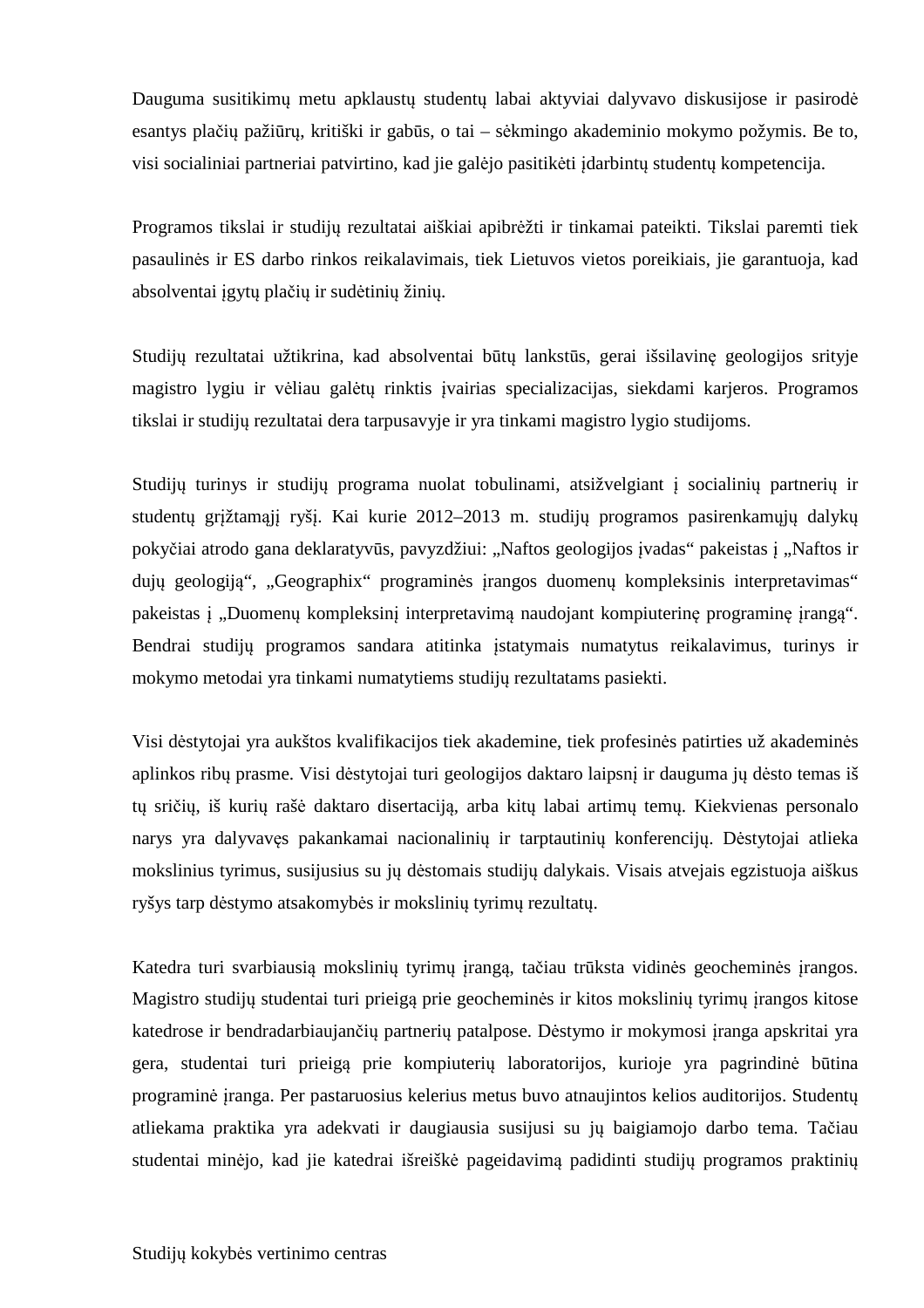Dauguma susitikimų metu apklaustų studentų labai aktyviai dalyvavo diskusijose ir pasirodė esantys plačių pažiūrų, kritiški ir gabūs, o tai – sėkmingo akademinio mokymo požymis. Be to, visi socialiniai partneriai patvirtino, kad jie galėjo pasitikėti įdarbintų studentų kompetencija.

Programos tikslai ir studijų rezultatai aiškiai apibrėžti ir tinkamai pateikti. Tikslai paremti tiek pasaulinės ir ES darbo rinkos reikalavimais, tiek Lietuvos vietos poreikiais, jie garantuoja, kad absolventai įgytų plačių ir sudėtinių žinių.

Studijų rezultatai užtikrina, kad absolventai būtų lankstūs, gerai išsilavinę geologijos srityje magistro lygiu ir vėliau galėtų rinktis įvairias specializacijas, siekdami karjeros. Programos tikslai ir studijų rezultatai dera tarpusavyje ir yra tinkami magistro lygio studijoms.

Studijų turinys ir studijų programa nuolat tobulinami, atsižvelgiant į socialinių partnerių ir studentų grįžtamąjį ryšį. Kai kurie 2012–2013 m. studijų programos pasirenkamųjų dalykų pokyčiai atrodo gana deklaratyvūs, pavyzdžiui: „Naftos geologijos įvadas“ pakeistas į „Naftos ir dujų geologiją“, „Geographix“ programinės įrangos duomenų kompleksinis interpretavimas“ pakeistas į „Duomenų kompleksinį interpretavimą naudojant kompiuterinę programinę įrangą“. Bendrai studijų programos sandara atitinka įstatymais numatytus reikalavimus, turinys ir mokymo metodai yra tinkami numatytiems studijų rezultatams pasiekti.

Visi dėstytojai yra aukštos kvalifikacijos tiek akademine, tiek profesinės patirties už akademinės aplinkos ribų prasme. Visi dėstytojai turi geologijos daktaro laipsnį ir dauguma jų dėsto temas iš tų sričių, iš kurių rašė daktaro disertaciją, arba kitų labai artimų temų. Kiekvienas personalo narys yra dalyvavęs pakankamai nacionalinių ir tarptautinių konferencijų. Dėstytojai atlieka mokslinius tyrimus, susijusius su jų dėstomais studijų dalykais. Visais atvejais egzistuoja aiškus ryšys tarp dėstymo atsakomybės ir mokslinių tyrimų rezultatų.

Katedra turi svarbiausią mokslinių tyrimų įrangą, tačiau trūksta vidinės geocheminės įrangos. Magistro studijų studentai turi prieigą prie geocheminės ir kitos mokslinių tyrimų įrangos kitose katedrose ir bendradarbiaujančių partnerių patalpose. Dėstymo ir mokymosi įranga apskritai yra gera, studentai turi prieigą prie kompiuterių laboratorijos, kurioje yra pagrindinė būtina programinė įranga. Per pastaruosius kelerius metus buvo atnaujintos kelios auditorijos. Studentų atliekama praktika yra adekvati ir daugiausia susijusi su jų baigiamojo darbo tema. Tačiau studentai minėjo, kad jie katedrai išreiškė pageidavimą padidinti studijų programos praktinių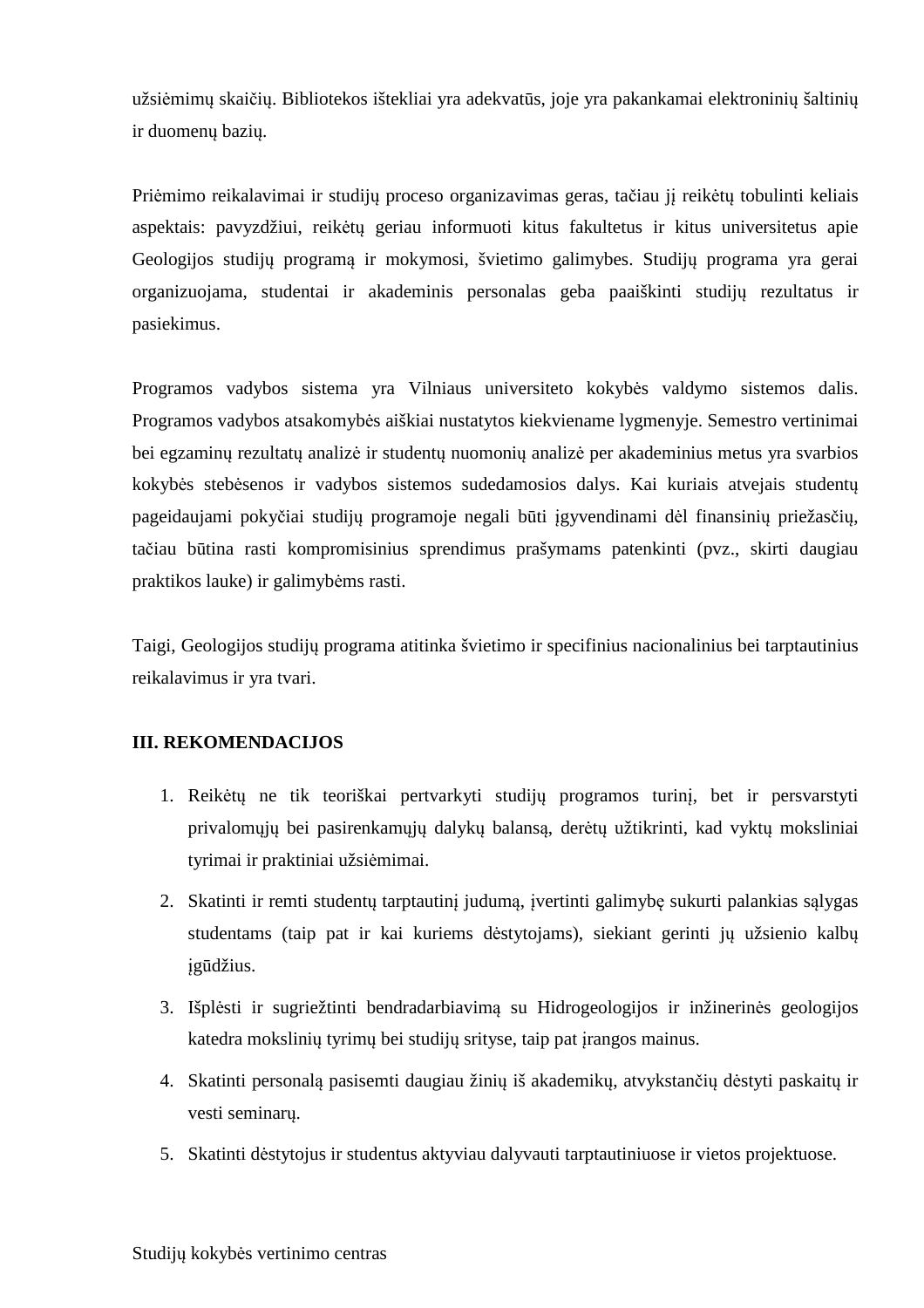užsiėmimų skaičių. Bibliotekos ištekliai yra adekvatūs, joje yra pakankamai elektroninių šaltinių ir duomenų bazių.

Priėmimo reikalavimai ir studijų proceso organizavimas geras, tačiau jį reikėtų tobulinti keliais aspektais: pavyzdžiui, reikėtų geriau informuoti kitus fakultetus ir kitus universitetus apie Geologijos studijų programą ir mokymosi, švietimo galimybes. Studijų programa yra gerai organizuojama, studentai ir akademinis personalas geba paaiškinti studijų rezultatus ir pasiekimus.

Programos vadybos sistema yra Vilniaus universiteto kokybės valdymo sistemos dalis. Programos vadybos atsakomybės aiškiai nustatytos kiekviename lygmenyje. Semestro vertinimai bei egzaminų rezultatų analizė ir studentų nuomonių analizė per akademinius metus yra svarbios kokybės stebėsenos ir vadybos sistemos sudedamosios dalys. Kai kuriais atvejais studentų pageidaujami pokyčiai studijų programoje negali būti įgyvendinami dėl finansinių priežasčių, tačiau būtina rasti kompromisinius sprendimus prašymams patenkinti (pvz., skirti daugiau praktikos lauke) ir galimybėms rasti.

Taigi, Geologijos studijų programa atitinka švietimo ir specifinius nacionalinius bei tarptautinius reikalavimus ir yra tvari.

## III. REKOMENDACIJOS

1. Reikėtų ne tik teoriškai pertvarkyti studijų programos turinį, bet ir persvarstyti privalomųjų bei pasirenkamųjų dalykų balansą, derėtų užtikrinti, kad vyktų moksliniai tyrimai ir praktiniai užsiėmimai.
2. Skatinti ir remti studentų tarptautinį judumą, įvertinti galimybę sukurti palankias sąlygas studentams (taip pat ir kai kuriems dėstytojams), siekiant gerinti jų užsienio kalbų įgūdžius.
3. Išplėsti ir sugriežtinti bendradarbiavimą su Hidrogeologijos ir inžinerinės geologijos katedra mokslinių tyrimų bei studijų srityse, taip pat įrangos mainus.
4. Skatinti personalą pasisemti daugiau žinių iš akademikų, atvykstančių dėstyti paskaitų ir vesti seminarų.
5. Skatinti dėstytojus ir studentus aktyviau dalyvauti tarptautiniuose ir vietos projektuose.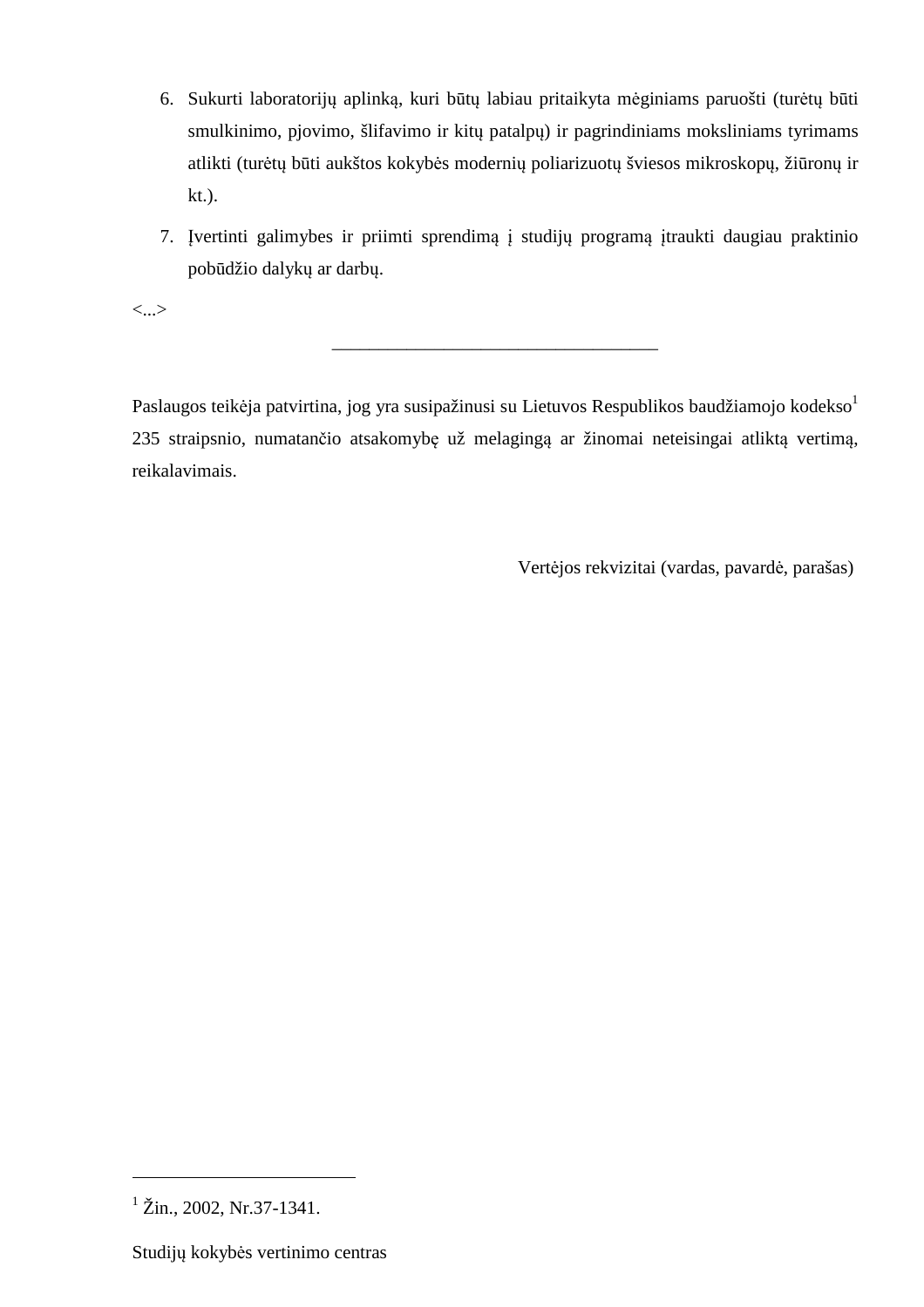6. Sukurti laboratorijų aplinką, kuri būtų labiau pritaikyta mėginiams paruošti (turėtų būti smulkinimo, pjovimo, šlifavimo ir kitų patalpų) ir pagrindiniams moksliniams tyrimams atlikti (turėtų būti aukštos kokybės modernių poliarizuotų šviesos mikroskopų, žiūronų ir kt.).
7. Įvertinti galimybes ir priimti sprendimą į studijų programą įtraukti daugiau praktinio pobūdžio dalykų ar darbų.

<...>

___________________________________

Paslaugos teikėja patvirtina, jog yra susipažinusi su Lietuvos Respublikos baudžiamojo kodekso[1] 235 straipsnio, numatančio atsakomybę už melagingą ar žinomai neteisingai atliktą vertimą, reikalavimais.

Vertėjos rekvizitai (vardas, pavardė, parašas)

[1] Žin., 2002, Nr.37-1341.

Studijų kokybės vertinimo centras